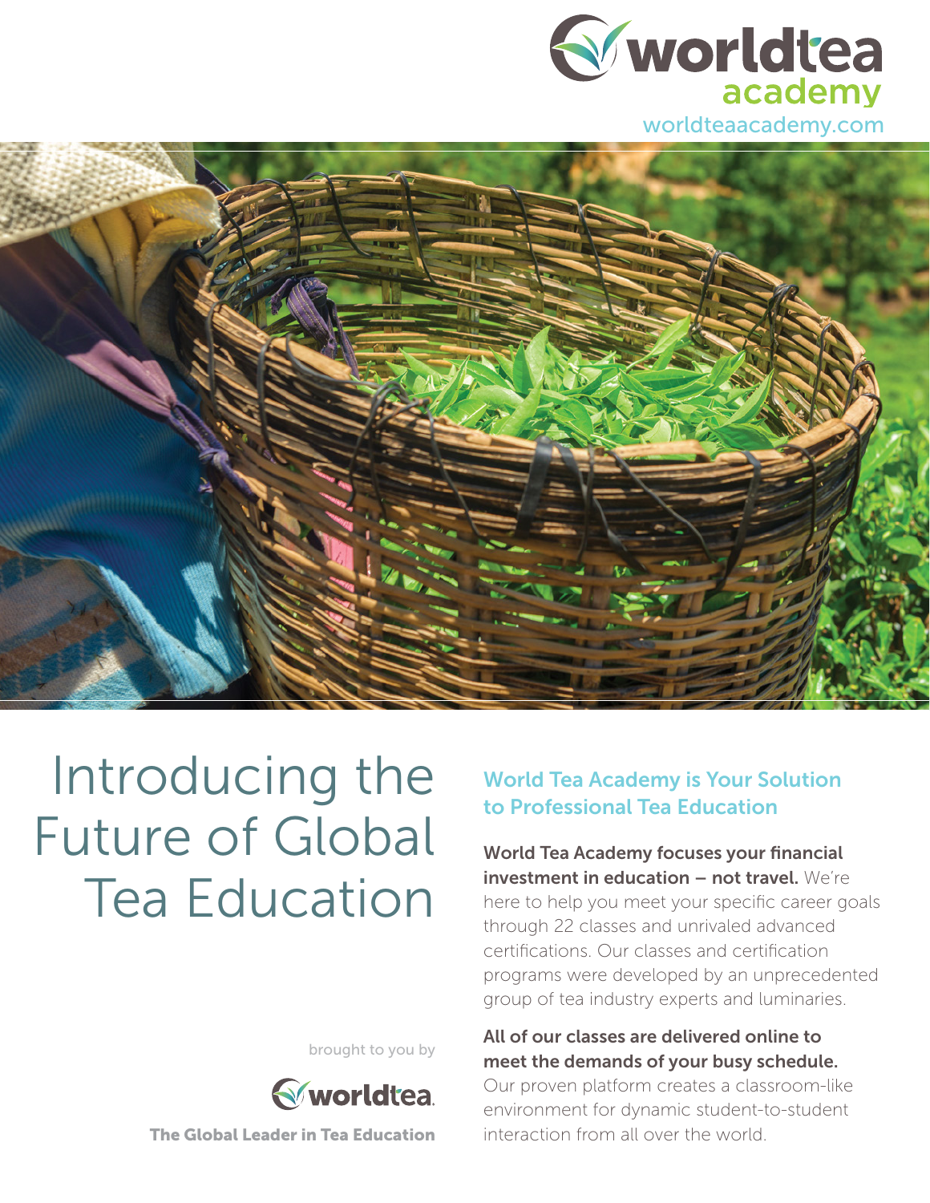worldtea academy

worldteaacademy.com

# Introducing the Future of Global Tea Education

brought to you by

worldtea

**The Global Leader in Tea Education**

## World Tea Academy is Your Solution to Professional Tea Education

**World Tea Academy focuses your financial investment in education – not travel.** We're here to help you meet your specific career goals through 22 classes and unrivaled advanced certifications. Our classes and certification programs were developed by an unprecedented group of tea industry experts and luminaries.

**All of our classes are delivered online to meet the demands of your busy schedule.** Our proven platform creates a classroom-like environment for dynamic student-to-student interaction from all over the world.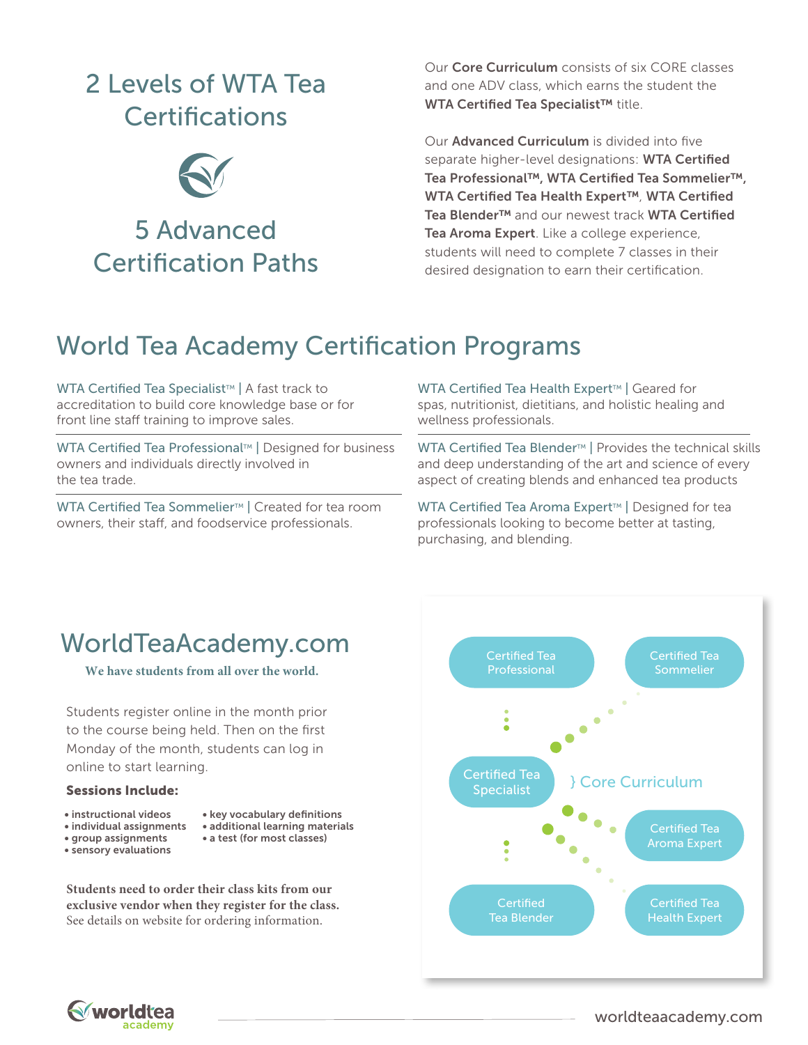# 2 Levels of WTA Tea Certifications

# 5 Advanced Certification Paths

Our **Core Curriculum** consists of six CORE classes and one ADV class, which earns the student the **WTA Certified Tea Specialist™** title.

Our **Advanced Curriculum** is divided into five separate higher-level designations: **WTA Certified Tea Professional™, WTA Certified Tea Sommelier™, WTA Certified Tea Health Expert™**, **WTA Certified Tea Blender™** and our newest track **WTA Certified Tea Aroma Expert**. Like a college experience, students will need to complete 7 classes in their desired designation to earn their certification.

## World Tea Academy Certification Programs

WTA Certified Tea Specialist™ | A fast track to accreditation to build core knowledge base or for front line staff training to improve sales.

WTA Certified Tea Professional™ | Designed for business owners and individuals directly involved in the tea trade.

WTA Certified Tea Sommelier™ | Created for tea room owners, their staff, and foodservice professionals.

WTA Certified Tea Health Expert™ | Geared for spas, nutritionist, dietitians, and holistic healing and wellness professionals.

WTA Certified Tea Blender™ | Provides the technical skills and deep understanding of the art and science of every aspect of creating blends and enhanced tea products

WTA Certified Tea Aroma Expert™ | Designed for tea professionals looking to become better at tasting, purchasing, and blending.

## WorldTeaAcademy.com

**We have students from all over the world.**

Students register online in the month prior to the course being held. Then on the first Monday of the month, students can log in online to start learning.

**Sessions Include:**

- instructional videos
- individual assignments
- group assignments
- sensory evaluations
- key vocabulary definitions
- additional learning materials
- a test (for most classes)

**Students need to order their class kits from our exclusive vendor when they register for the class.** See details on website for ordering information.

Certified Tea Professional

Certified Tea Sommelier

Certified Tea Specialist } Core Curriculum

Certified Tea Aroma Expert

Certified Tea Blender

Certified Tea Health Expert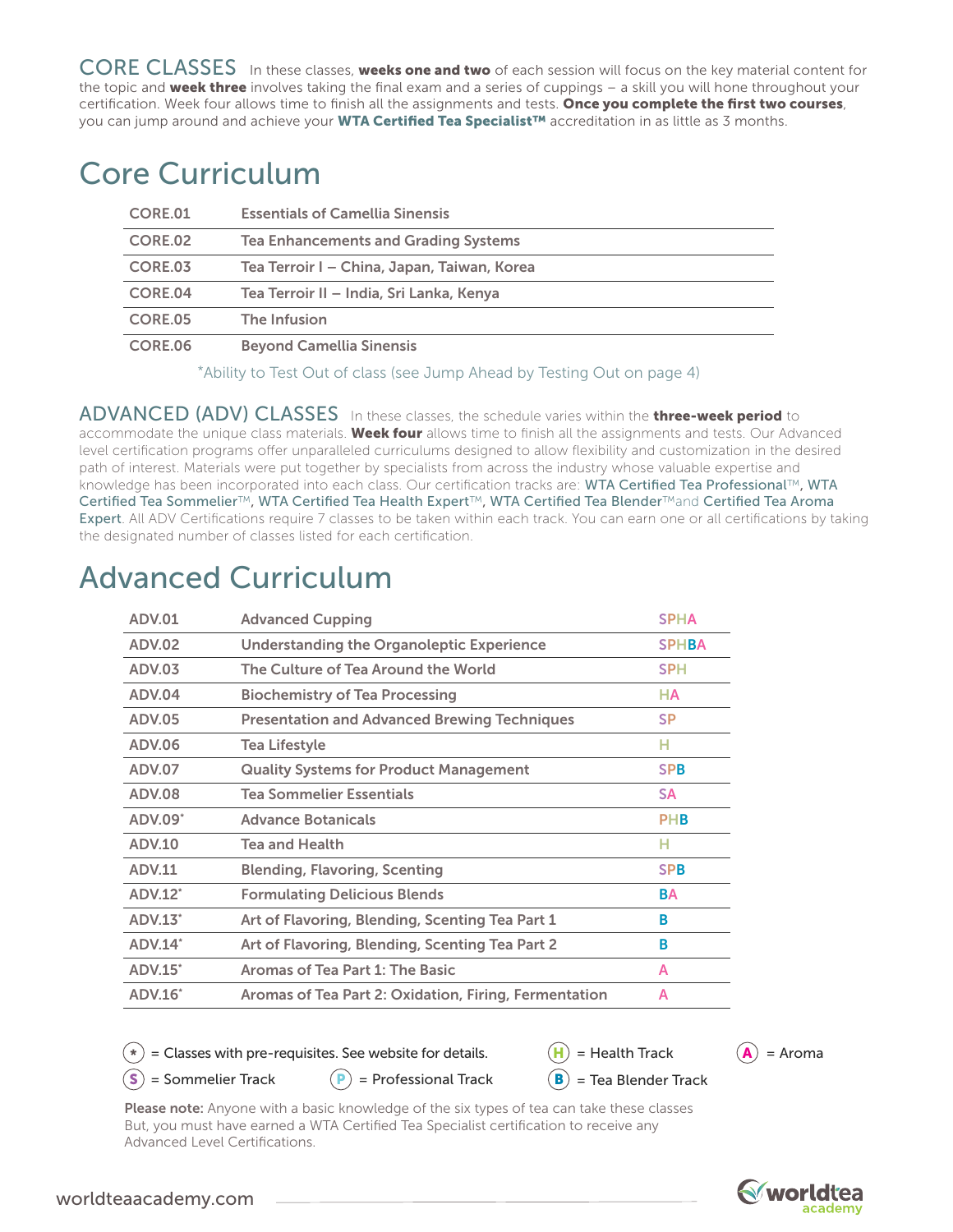**CORE CLASSES** In these classes, **weeks one and two** of each session will focus on the key material content for the topic and **week three** involves taking the final exam and a series of cuppings – a skill you will hone throughout your certification. Week four allows time to finish all the assignments and tests. **Once you complete the first two courses**, you can jump around and achieve your **WTA Certified Tea Specialist™** accreditation in as little as 3 months.

# Core Curriculum

| | |
|---|---|
| CORE.01 | Essentials of Camellia Sinensis |
| CORE.02 | Tea Enhancements and Grading Systems |
| CORE.03 | Tea Terroir I – China, Japan, Taiwan, Korea |
| CORE.04 | Tea Terroir II – India, Sri Lanka, Kenya |
| CORE.05 | The Infusion |
| CORE.06 | Beyond Camellia Sinensis |

*Ability to Test Out of class (see Jump Ahead by Testing Out on page 4)

**ADVANCED (ADV) CLASSES** In these classes, the schedule varies within the **three-week period** to accommodate the unique class materials. **Week four** allows time to finish all the assignments and tests. Our Advanced level certification programs offer unparalleled curriculums designed to allow flexibility and customization in the desired path of interest. Materials were put together by specialists from across the industry whose valuable expertise and knowledge has been incorporated into each class. Our certification tracks are: WTA Certified Tea Professional™, WTA Certified Tea Sommelier™, WTA Certified Tea Health Expert™, WTA Certified Tea Blender™ and Certified Tea Aroma Expert. All ADV Certifications require 7 classes to be taken within each track. You can earn one or all certifications by taking the designated number of classes listed for each certification.

# Advanced Curriculum

| | | |
|---|---|---|
| ADV.01 | Advanced Cupping | SPHA |
| ADV.02 | Understanding the Organoleptic Experience | SPHBA |
| ADV.03 | The Culture of Tea Around the World | SPH |
| ADV.04 | Biochemistry of Tea Processing | HA |
| ADV.05 | Presentation and Advanced Brewing Techniques | SP |
| ADV.06 | Tea Lifestyle | H |
| ADV.07 | Quality Systems for Product Management | SPB |
| ADV.08 | Tea Sommelier Essentials | SA |
| ADV.09* | Advance Botanicals | PHB |
| ADV.10 | Tea and Health | H |
| ADV.11 | Blending, Flavoring, Scenting | SPB |
| ADV.12* | Formulating Delicious Blends | BA |
| ADV.13* | Art of Flavoring, Blending, Scenting Tea Part 1 | B |
| ADV.14* | Art of Flavoring, Blending, Scenting Tea Part 2 | B |
| ADV.15* | Aromas of Tea Part 1: The Basic | A |
| ADV.16* | Aromas of Tea Part 2: Oxidation, Firing, Fermentation | A |

(*) = Classes with pre-requisites. See website for details.
(H) = Health Track
(A) = Aroma
(S) = Sommelier Track
(P) = Professional Track
(B) = Tea Blender Track

**Please note:** Anyone with a basic knowledge of the six types of tea can take these classes But, you must have earned a WTA Certified Tea Specialist certification to receive any Advanced Level Certifications.

worldteaacademy.com

worldtea academy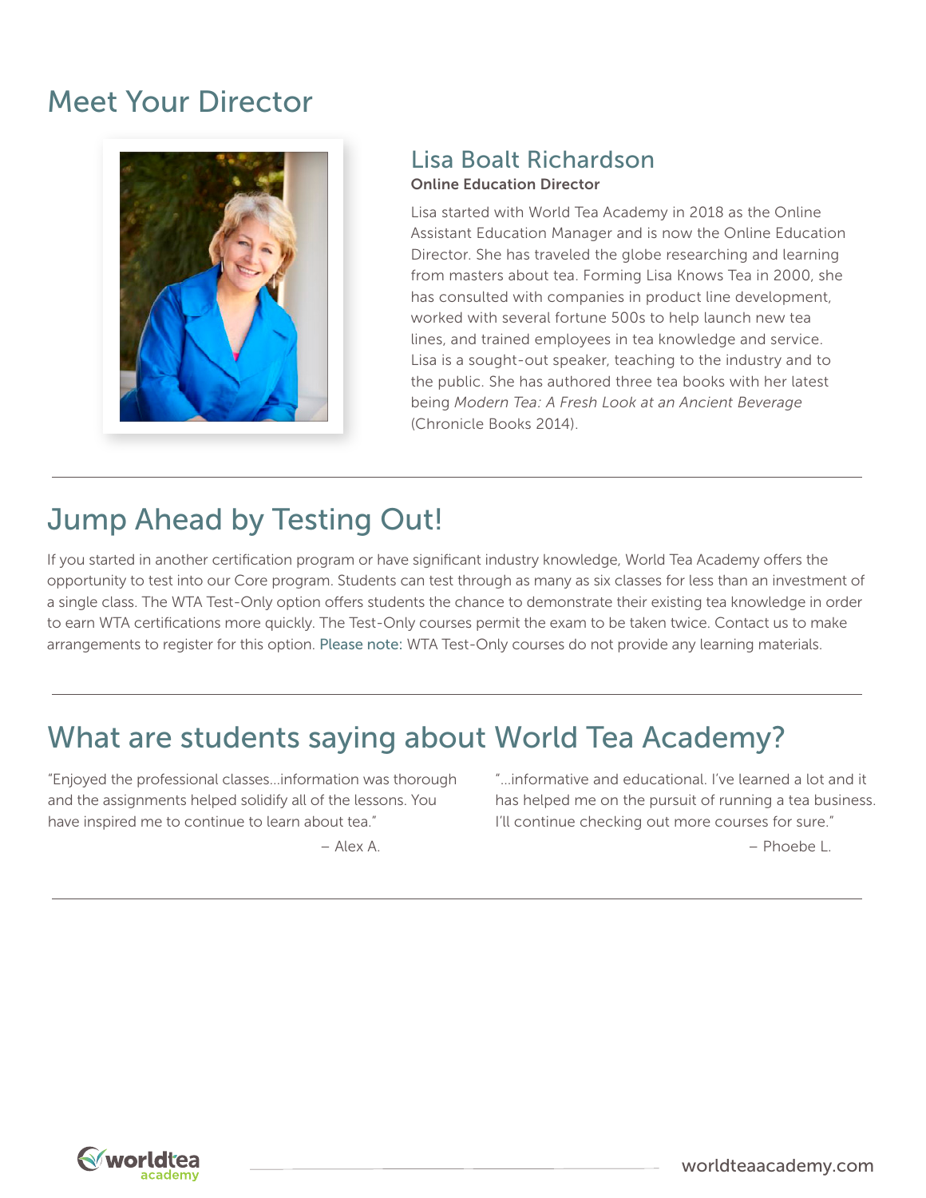## Meet Your Director

### Lisa Boalt Richardson

**Online Education Director**

Lisa started with World Tea Academy in 2018 as the Online Assistant Education Manager and is now the Online Education Director. She has traveled the globe researching and learning from masters about tea. Forming Lisa Knows Tea in 2000, she has consulted with companies in product line development, worked with several fortune 500s to help launch new tea lines, and trained employees in tea knowledge and service. Lisa is a sought-out speaker, teaching to the industry and to the public. She has authored three tea books with her latest being *Modern Tea: A Fresh Look at an Ancient Beverage* (Chronicle Books 2014).

---

## Jump Ahead by Testing Out!

If you started in another certification program or have significant industry knowledge, World Tea Academy offers the opportunity to test into our Core program. Students can test through as many as six classes for less than an investment of a single class. The WTA Test-Only option offers students the chance to demonstrate their existing tea knowledge in order to earn WTA certifications more quickly. The Test-Only courses permit the exam to be taken twice. Contact us to make arrangements to register for this option. Please note: WTA Test-Only courses do not provide any learning materials.

---

## What are students saying about World Tea Academy?

"Enjoyed the professional classes...information was thorough and the assignments helped solidify all of the lessons. You have inspired me to continue to learn about tea."

– Alex A.

"...informative and educational. I've learned a lot and it has helped me on the pursuit of running a tea business. I'll continue checking out more courses for sure."

– Phoebe L.

---

worldtea academy

worldteaacademy.com